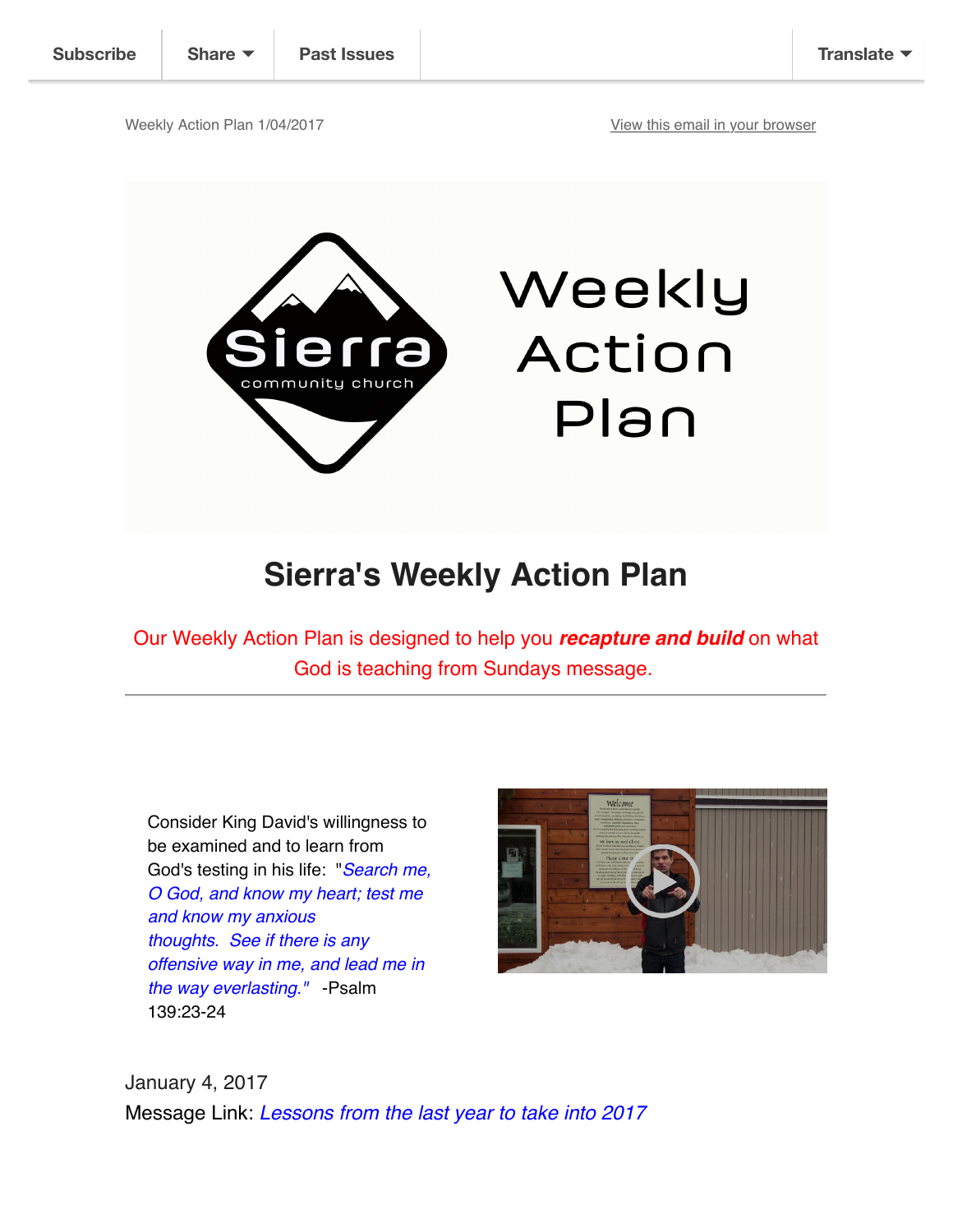Subscribe | Share | Past Issues | Translate

Weekly Action Plan 1/04/2017

View this email in your browser

Sierra community church

Weekly Action Plan

## Sierra's Weekly Action Plan

Our Weekly Action Plan is designed to help you ***recapture and build*** on what God is teaching from Sundays message.

---

Consider King David's willingness to be examined and to learn from God's testing in his life: "*Search me, O God, and know my heart; test me and know my anxious thoughts. See if there is any offensive way in me, and lead me in the way everlasting.*" -Psalm 139:23-24

January 4, 2017

Message Link: *Lessons from the last year to take into 2017*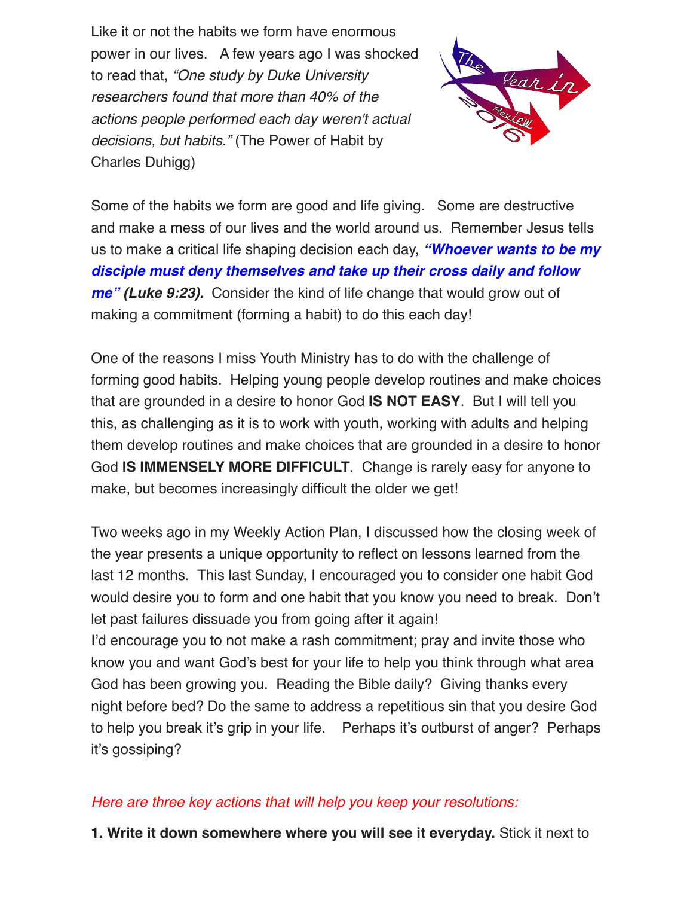Like it or not the habits we form have enormous power in our lives. A few years ago I was shocked to read that, *"One study by Duke University researchers found that more than 40% of the actions people performed each day weren't actual decisions, but habits."* (The Power of Habit by Charles Duhigg)

Some of the habits we form are good and life giving. Some are destructive and make a mess of our lives and the world around us. Remember Jesus tells us to make a critical life shaping decision each day, ***"Whoever wants to be my disciple must deny themselves and take up their cross daily and follow me" (Luke 9:23).*** Consider the kind of life change that would grow out of making a commitment (forming a habit) to do this each day!

One of the reasons I miss Youth Ministry has to do with the challenge of forming good habits. Helping young people develop routines and make choices that are grounded in a desire to honor God **IS NOT EASY**. But I will tell you this, as challenging as it is to work with youth, working with adults and helping them develop routines and make choices that are grounded in a desire to honor God **IS IMMENSELY MORE DIFFICULT**. Change is rarely easy for anyone to make, but becomes increasingly difficult the older we get!

Two weeks ago in my Weekly Action Plan, I discussed how the closing week of the year presents a unique opportunity to reflect on lessons learned from the last 12 months. This last Sunday, I encouraged you to consider one habit God would desire you to form and one habit that you know you need to break. Don't let past failures dissuade you from going after it again!
I'd encourage you to not make a rash commitment; pray and invite those who know you and want God's best for your life to help you think through what area God has been growing you. Reading the Bible daily? Giving thanks every night before bed? Do the same to address a repetitious sin that you desire God to help you break it's grip in your life. Perhaps it's outburst of anger? Perhaps it's gossiping?

*Here are three key actions that will help you keep your resolutions:*

**1. Write it down somewhere where you will see it everyday.** Stick it next to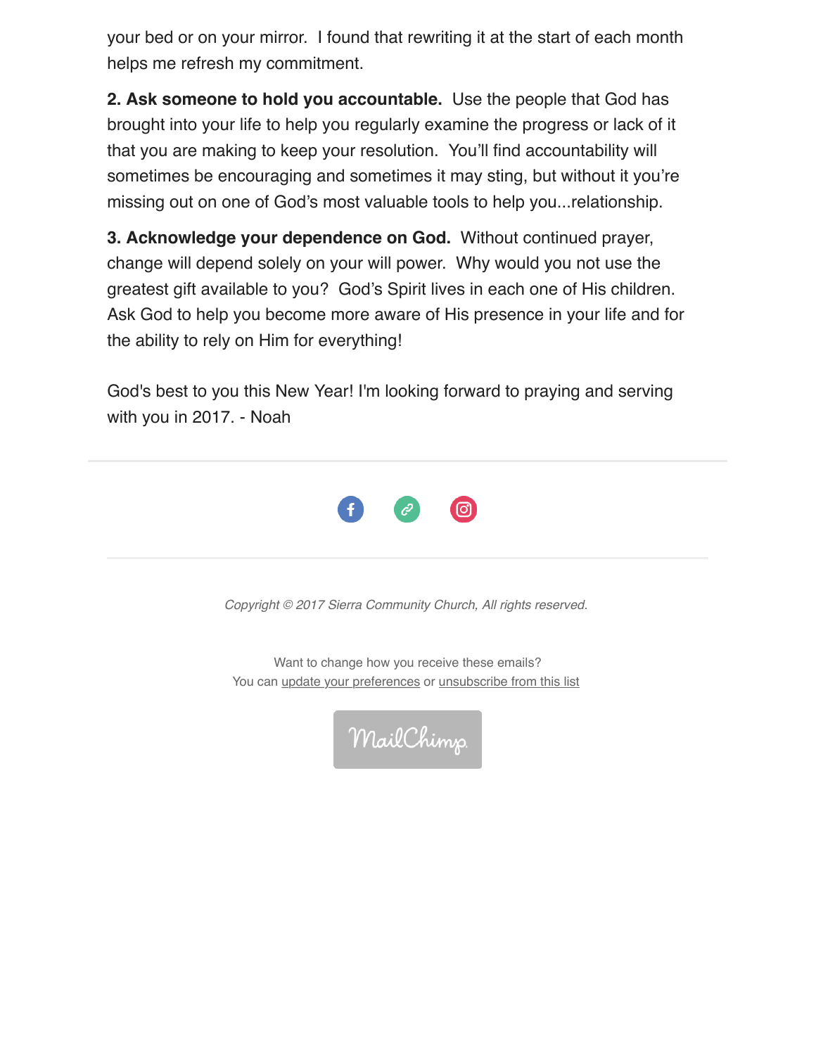your bed or on your mirror.  I found that rewriting it at the start of each month helps me refresh my commitment.

**2. Ask someone to hold you accountable.** Use the people that God has brought into your life to help you regularly examine the progress or lack of it that you are making to keep your resolution.  You'll find accountability will sometimes be encouraging and sometimes it may sting, but without it you're missing out on one of God's most valuable tools to help you...relationship.

**3. Acknowledge your dependence on God.** Without continued prayer, change will depend solely on your will power.  Why would you not use the greatest gift available to you?  God's Spirit lives in each one of His children.  Ask God to help you become more aware of His presence in your life and for the ability to rely on Him for everything!

God's best to you this New Year! I'm looking forward to praying and serving with you in 2017. - Noah

---

*Copyright © 2017 Sierra Community Church, All rights reserved.*

Want to change how you receive these emails?
You can update your preferences or unsubscribe from this list

MailChimp